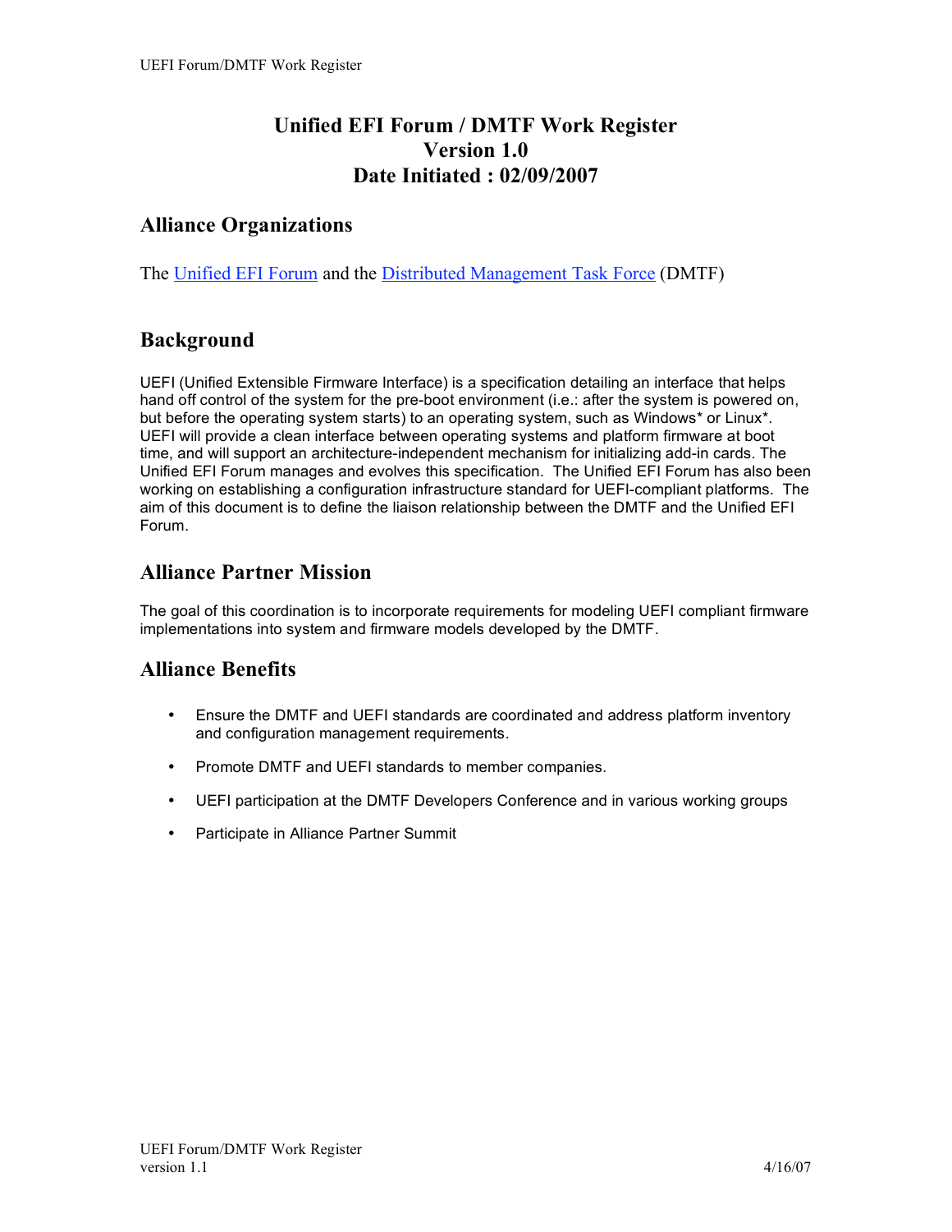# Unified EFI Forum / DMTF Work Register
# Version 1.0
# Date Initiated : 02/09/2007

## Alliance Organizations

The Unified EFI Forum and the Distributed Management Task Force (DMTF)

## Background

UEFI (Unified Extensible Firmware Interface) is a specification detailing an interface that helps hand off control of the system for the pre-boot environment (i.e.: after the system is powered on, but before the operating system starts) to an operating system, such as Windows* or Linux*. UEFI will provide a clean interface between operating systems and platform firmware at boot time, and will support an architecture-independent mechanism for initializing add-in cards. The Unified EFI Forum manages and evolves this specification. The Unified EFI Forum has also been working on establishing a configuration infrastructure standard for UEFI-compliant platforms. The aim of this document is to define the liaison relationship between the DMTF and the Unified EFI Forum.

## Alliance Partner Mission

The goal of this coordination is to incorporate requirements for modeling UEFI compliant firmware implementations into system and firmware models developed by the DMTF.

## Alliance Benefits

- Ensure the DMTF and UEFI standards are coordinated and address platform inventory and configuration management requirements.
- Promote DMTF and UEFI standards to member companies.
- UEFI participation at the DMTF Developers Conference and in various working groups
- Participate in Alliance Partner Summit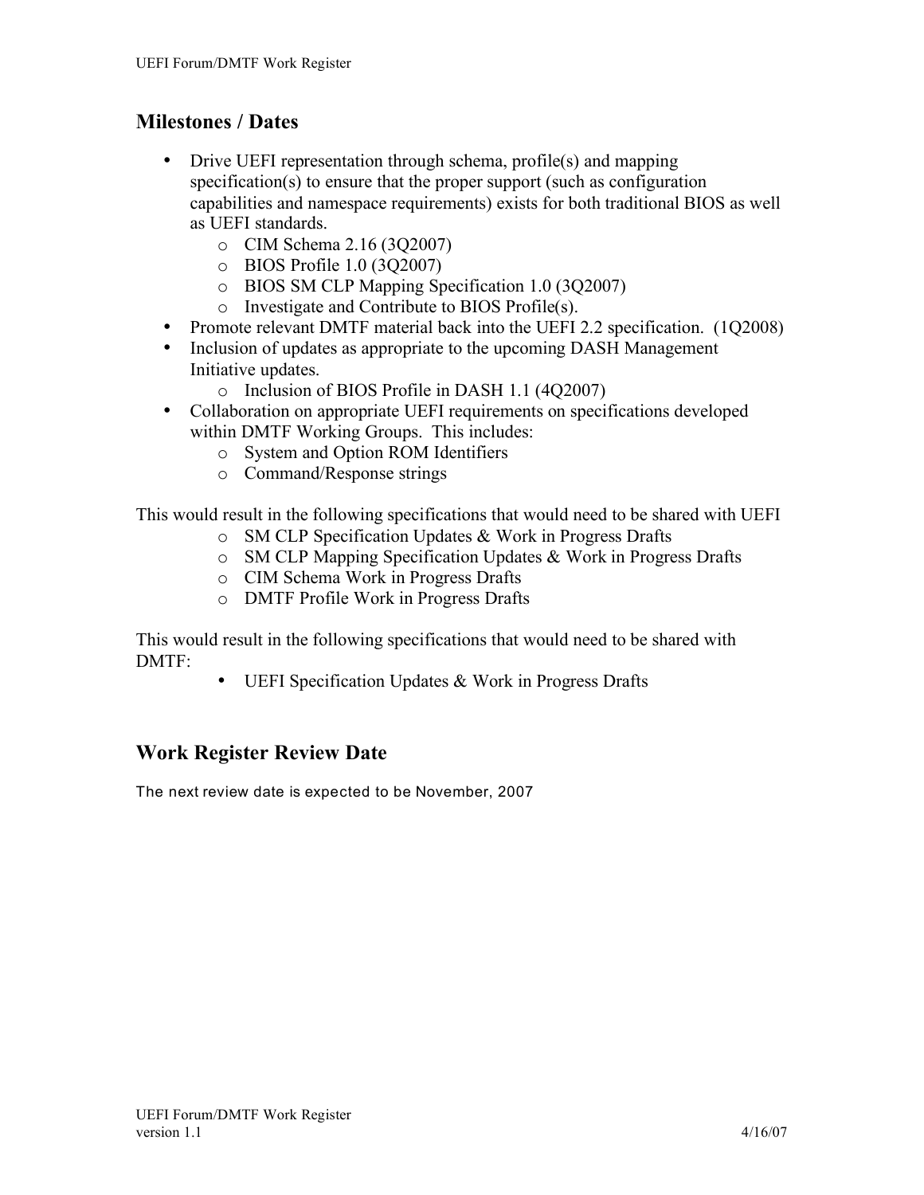## Milestones / Dates

- Drive UEFI representation through schema, profile(s) and mapping specification(s) to ensure that the proper support (such as configuration capabilities and namespace requirements) exists for both traditional BIOS as well as UEFI standards.
  - CIM Schema 2.16 (3Q2007)
  - BIOS Profile 1.0 (3Q2007)
  - BIOS SM CLP Mapping Specification 1.0 (3Q2007)
  - Investigate and Contribute to BIOS Profile(s).
- Promote relevant DMTF material back into the UEFI 2.2 specification. (1Q2008)
- Inclusion of updates as appropriate to the upcoming DASH Management Initiative updates.
  - Inclusion of BIOS Profile in DASH 1.1 (4Q2007)
- Collaboration on appropriate UEFI requirements on specifications developed within DMTF Working Groups. This includes:
  - System and Option ROM Identifiers
  - Command/Response strings

This would result in the following specifications that would need to be shared with UEFI

- SM CLP Specification Updates & Work in Progress Drafts
- SM CLP Mapping Specification Updates & Work in Progress Drafts
- CIM Schema Work in Progress Drafts
- DMTF Profile Work in Progress Drafts

This would result in the following specifications that would need to be shared with DMTF:

- UEFI Specification Updates & Work in Progress Drafts

## Work Register Review Date

The next review date is expected to be November, 2007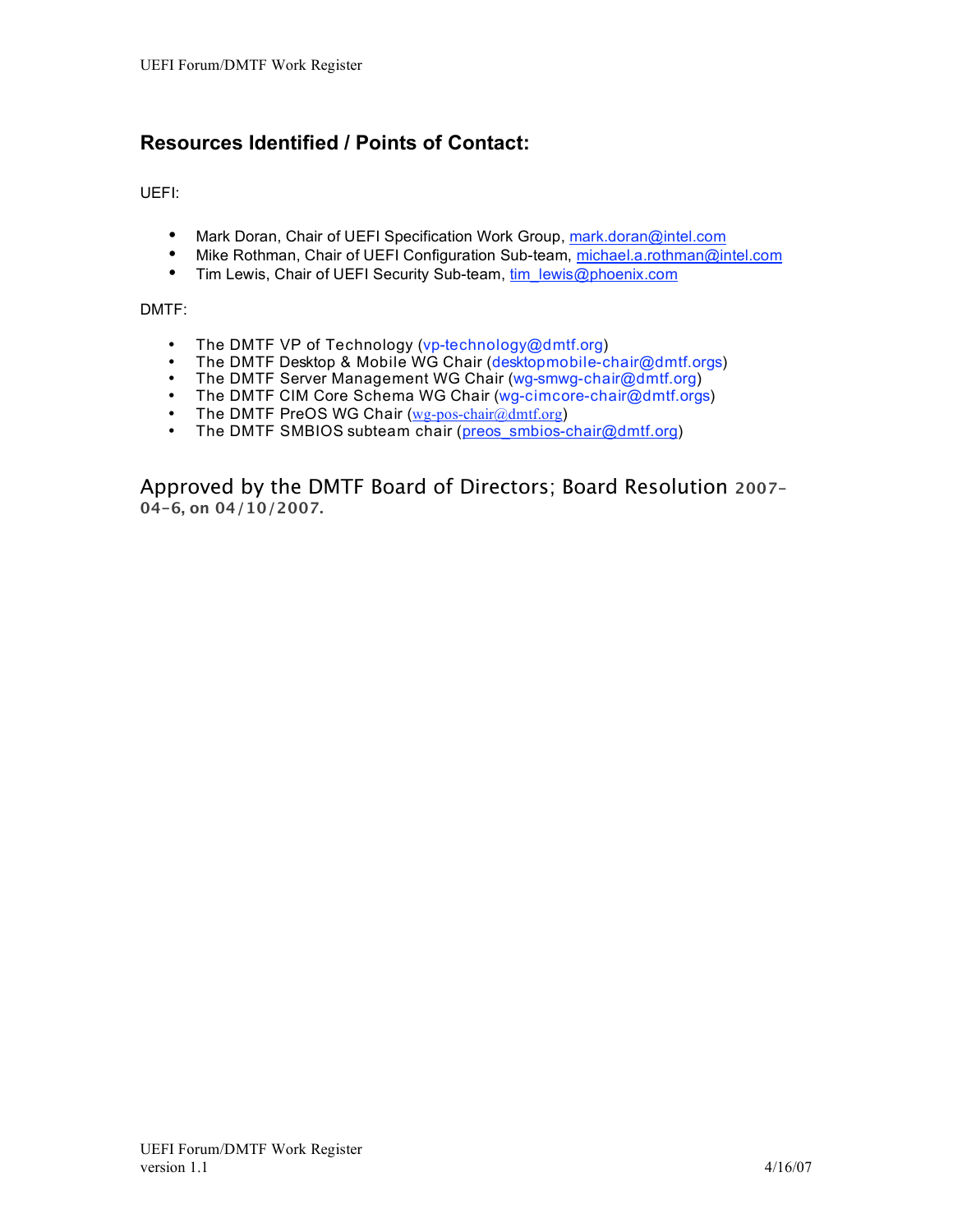## Resources Identified / Points of Contact:

UEFI:

- Mark Doran, Chair of UEFI Specification Work Group, mark.doran@intel.com
- Mike Rothman, Chair of UEFI Configuration Sub-team, michael.a.rothman@intel.com
- Tim Lewis, Chair of UEFI Security Sub-team, tim_lewis@phoenix.com

DMTF:

- The DMTF VP of Technology (vp-technology@dmtf.org)
- The DMTF Desktop & Mobile WG Chair (desktopmobile-chair@dmtf.orgs)
- The DMTF Server Management WG Chair (wg-smwg-chair@dmtf.org)
- The DMTF CIM Core Schema WG Chair (wg-cimcore-chair@dmtf.orgs)
- The DMTF PreOS WG Chair (wg-pos-chair@dmtf.org)
- The DMTF SMBIOS subteam chair (preos_smbios-chair@dmtf.org)

Approved by the DMTF Board of Directors; Board Resolution **2007-04-6, on 04/10/2007.**